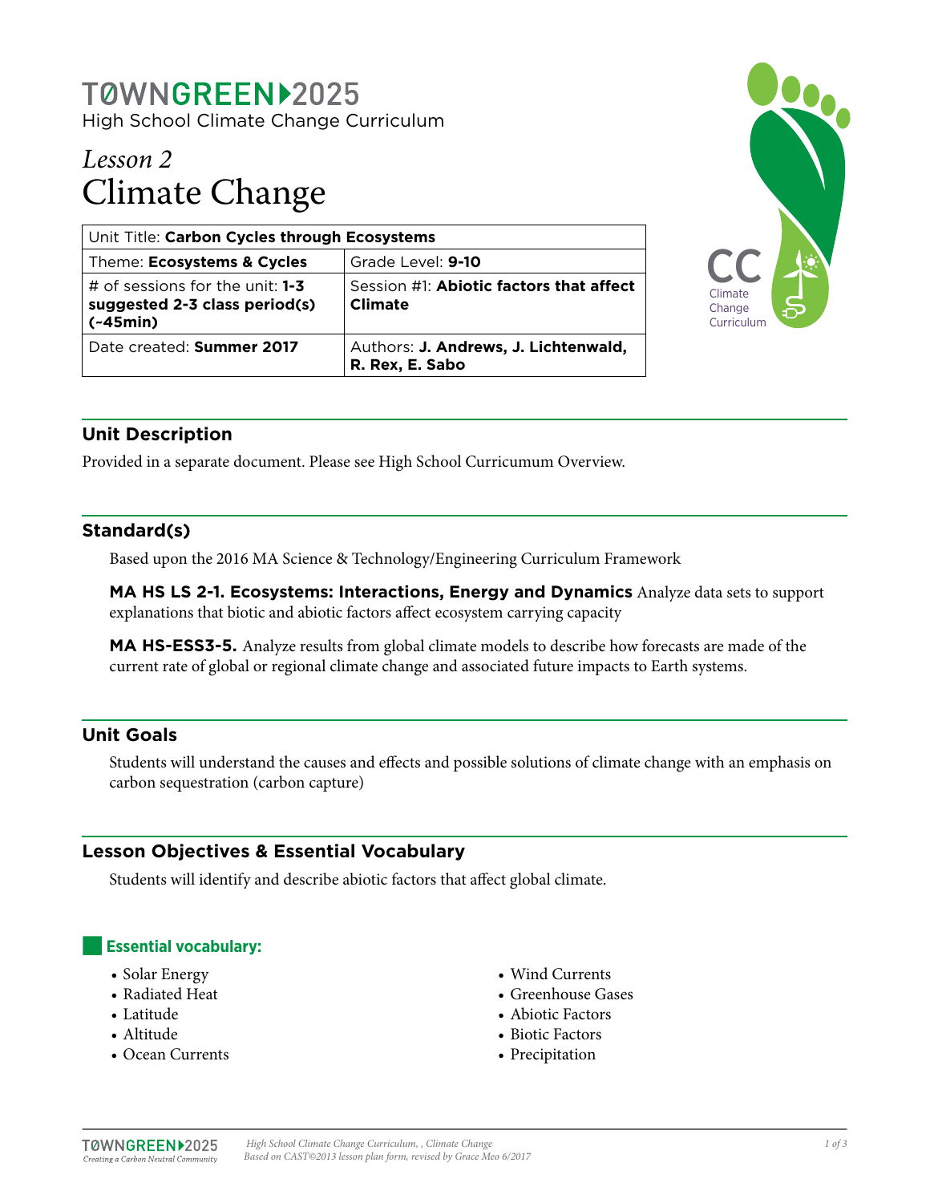# TØWNGREEN▶2025

High School Climate Change Curriculum

## *Lesson 2*
# Climate Change

| Unit Title: **Carbon Cycles through Ecosystems** | |
|---|---|
| Theme: **Ecosystems & Cycles** | Grade Level: **9-10** |
| # of sessions for the unit: **1-3 suggested 2-3 class period(s) (~45min)** | Session #1: **Abiotic factors that affect Climate** |
| Date created: **Summer 2017** | Authors: **J. Andrews, J. Lichtenwald, R. Rex, E. Sabo** |

## Unit Description

Provided in a separate document. Please see High School Curricumum Overview.

## Standard(s)

Based upon the 2016 MA Science & Technology/Engineering Curriculum Framework

**MA HS LS 2-1. Ecosystems: Interactions, Energy and Dynamics** Analyze data sets to support explanations that biotic and abiotic factors affect ecosystem carrying capacity

**MA HS-ESS3-5.** Analyze results from global climate models to describe how forecasts are made of the current rate of global or regional climate change and associated future impacts to Earth systems.

## Unit Goals

Students will understand the causes and effects and possible solutions of climate change with an emphasis on carbon sequestration (carbon capture)

## Lesson Objectives & Essential Vocabulary

Students will identify and describe abiotic factors that affect global climate.

### Essential vocabulary:

- Solar Energy
- Radiated Heat
- Latitude
- Altitude
- Ocean Currents
- Wind Currents
- Greenhouse Gases
- Abiotic Factors
- Biotic Factors
- Precipitation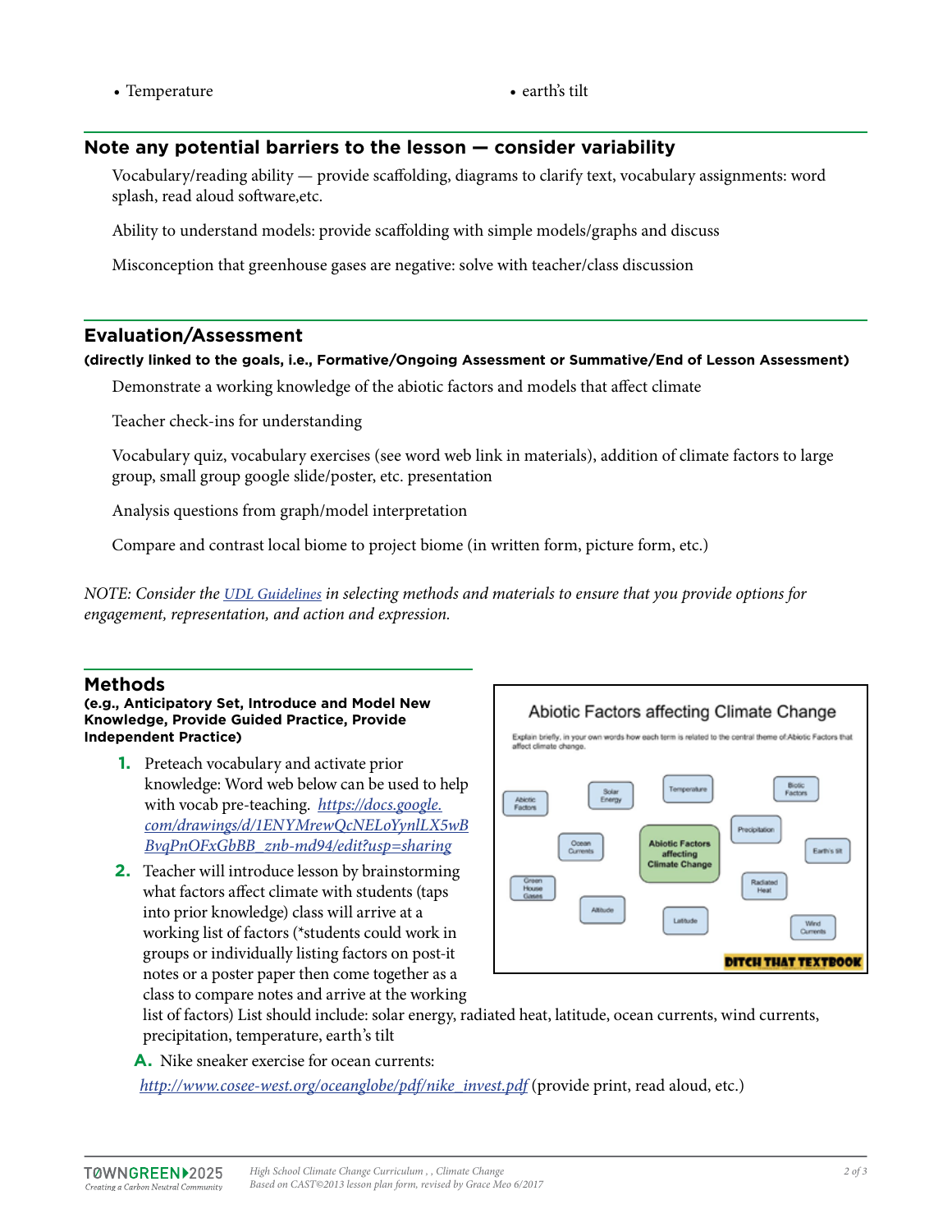- Temperature
- earth's tilt

## Note any potential barriers to the lesson — consider variability

Vocabulary/reading ability — provide scaffolding, diagrams to clarify text, vocabulary assignments: word splash, read aloud software,etc.

Ability to understand models: provide scaffolding with simple models/graphs and discuss

Misconception that greenhouse gases are negative: solve with teacher/class discussion

## Evaluation/Assessment

**(directly linked to the goals, i.e., Formative/Ongoing Assessment or Summative/End of Lesson Assessment)**

Demonstrate a working knowledge of the abiotic factors and models that affect climate

Teacher check-ins for understanding

Vocabulary quiz, vocabulary exercises (see word web link in materials), addition of climate factors to large group, small group google slide/poster, etc. presentation

Analysis questions from graph/model interpretation

Compare and contrast local biome to project biome (in written form, picture form, etc.)

*NOTE: Consider the [UDL Guidelines](UDL Guidelines) in selecting methods and materials to ensure that you provide options for engagement, representation, and action and expression.*

## Methods

**(e.g., Anticipatory Set, Introduce and Model New Knowledge, Provide Guided Practice, Provide Independent Practice)**

1. Preteach vocabulary and activate prior knowledge: Word web below can be used to help with vocab pre-teaching. *https://docs.google.com/drawings/d/1ENYMrewQcNELoYynlLX5wBBvqPOFxGbBB_znb-md94/edit?usp=sharing*

Abiotic Factors affecting Climate Change

Explain briefly, in your own words how each term is related to the central theme of Abiotic Factors that affect climate change.

Abiotic Factors affecting Climate Change — Abiotic Factors, Solar Energy, Temperature, Biotic Factors, Precipitation, Ocean Currents, Earth's tilt, Green House Gases, Radiated Heat, Altitude, Latitude, Wind Currents

DITCH THAT TEXTBOOK

2. Teacher will introduce lesson by brainstorming what factors affect climate with students (taps into prior knowledge) class will arrive at a working list of factors (*students could work in groups or individually listing factors on post-it notes or a poster paper then come together as a class to compare notes and arrive at the working list of factors) List should include: solar energy, radiated heat, latitude, ocean currents, wind currents, precipitation, temperature, earth's tilt

   A. Nike sneaker exercise for ocean currents:
   *http://www.cosee-west.org/oceanglobe/pdf/nike_invest.pdf* (provide print, read aloud, etc.)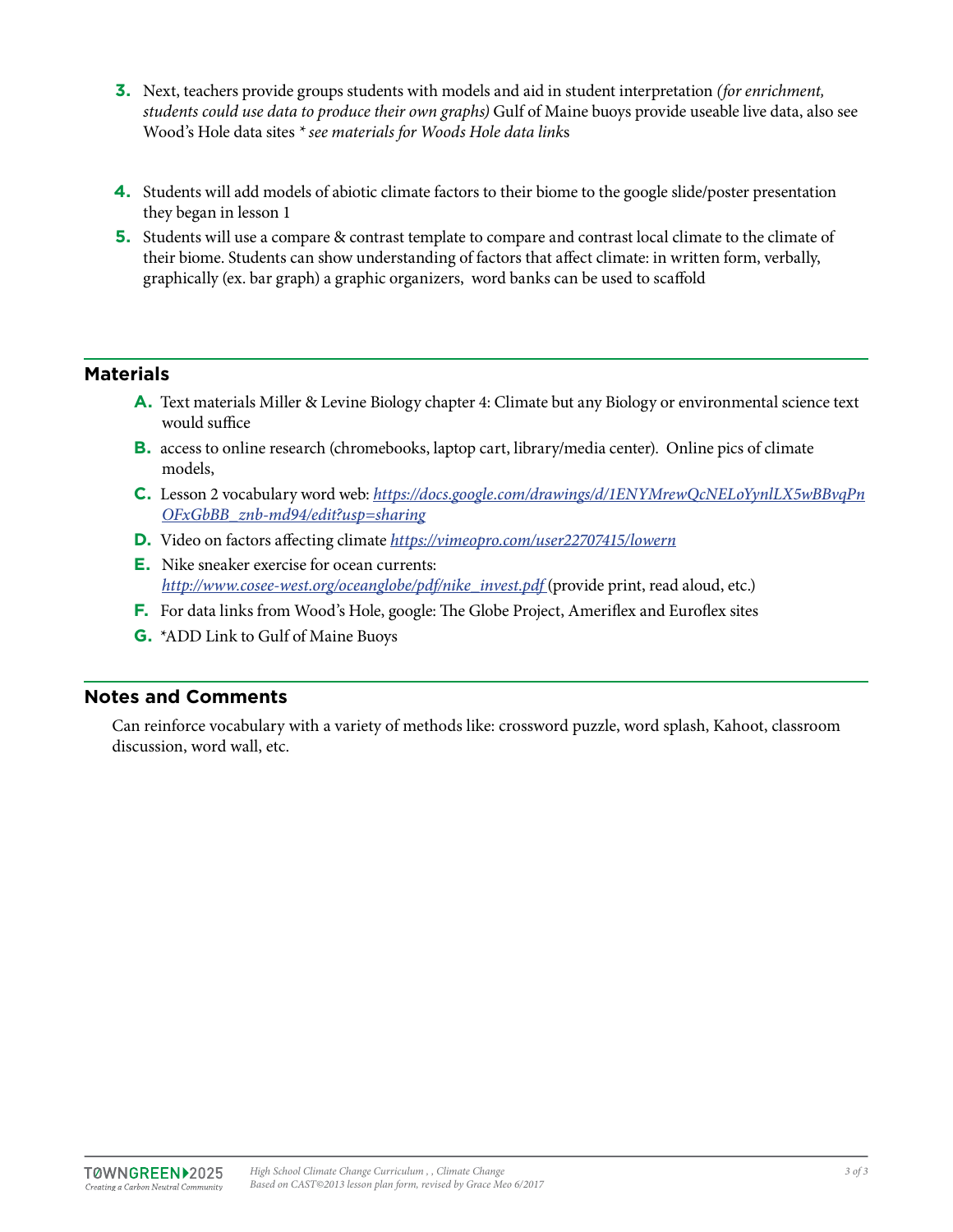3. Next, teachers provide groups students with models and aid in student interpretation *(for enrichment, students could use data to produce their own graphs)* Gulf of Maine buoys provide useable live data, also see Wood's Hole data sites *\* see materials for Woods Hole data link*s

4. Students will add models of abiotic climate factors to their biome to the google slide/poster presentation they began in lesson 1
5. Students will use a compare & contrast template to compare and contrast local climate to the climate of their biome. Students can show understanding of factors that affect climate: in written form, verbally, graphically (ex. bar graph) a graphic organizers, word banks can be used to scaffold

## Materials

A. Text materials Miller & Levine Biology chapter 4: Climate but any Biology or environmental science text would suffice
B. access to online research (chromebooks, laptop cart, library/media center). Online pics of climate models,
C. Lesson 2 vocabulary word web: *https://docs.google.com/drawings/d/1ENYMrewQcNELoYynlLX5wBBvqPnOFxGbBB_znb-md94/edit?usp=sharing*
D. Video on factors affecting climate *https://vimeopro.com/user22707415/lowern*
E. Nike sneaker exercise for ocean currents: *http://www.cosee-west.org/oceanglobe/pdf/nike_invest.pdf* (provide print, read aloud, etc.)
F. For data links from Wood's Hole, google: The Globe Project, Ameriflex and Euroflex sites
G. *ADD Link to Gulf of Maine Buoys

## Notes and Comments

Can reinforce vocabulary with a variety of methods like: crossword puzzle, word splash, Kahoot, classroom discussion, word wall, etc.